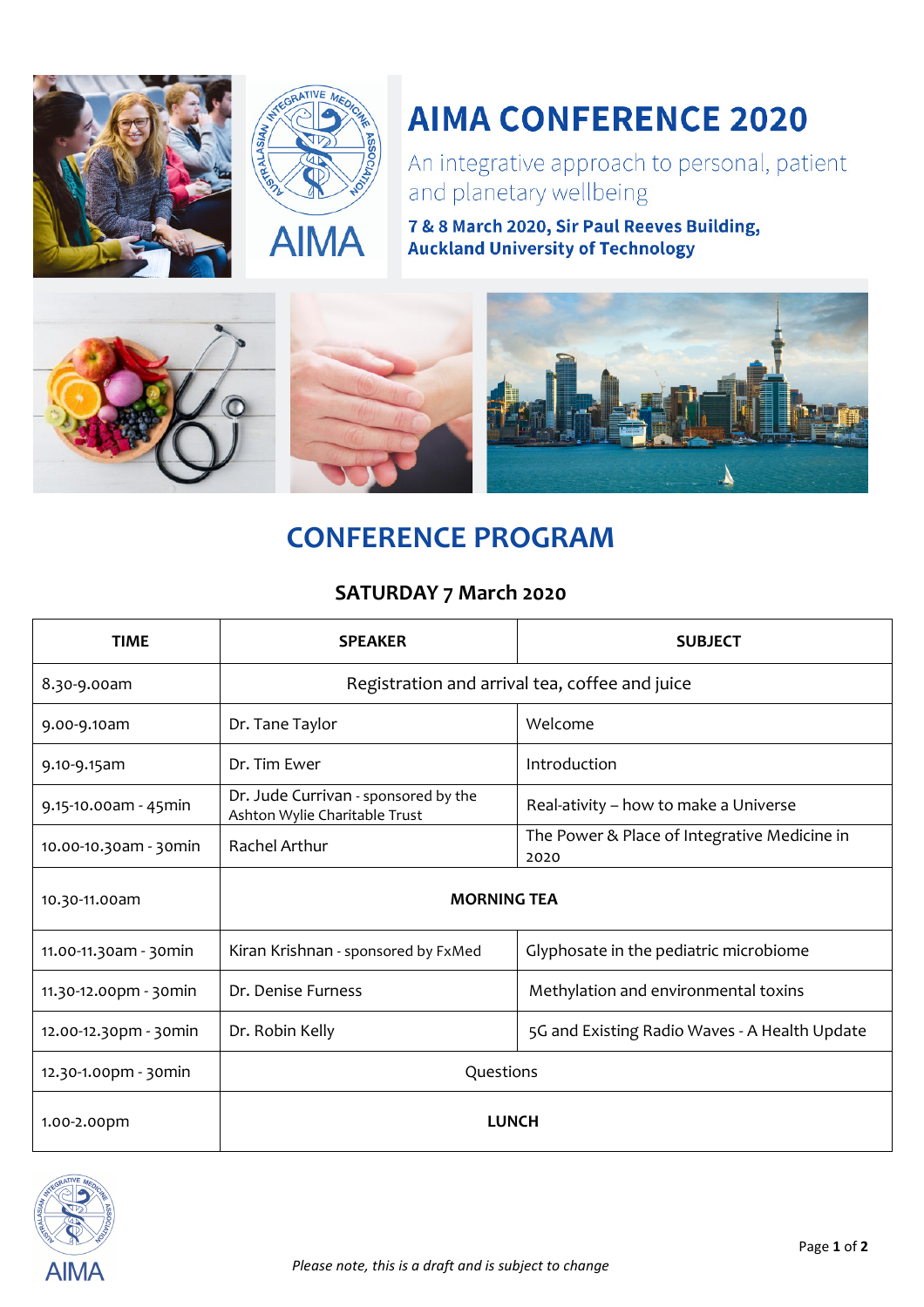# AIMA CONFERENCE 2020

An integrative approach to personal, patient and planetary wellbeing

**7 & 8 March 2020, Sir Paul Reeves Building, Auckland University of Technology**

## CONFERENCE PROGRAM

### SATURDAY 7 March 2020

| TIME | SPEAKER | SUBJECT |
|---|---|---|
| 8.30-9.00am | Registration and arrival tea, coffee and juice | |
| 9.00-9.10am | Dr. Tane Taylor | Welcome |
| 9.10-9.15am | Dr. Tim Ewer | Introduction |
| 9.15-10.00am - 45min | Dr. Jude Currivan - sponsored by the Ashton Wylie Charitable Trust | Real-ativity – how to make a Universe |
| 10.00-10.30am - 30min | Rachel Arthur | The Power & Place of Integrative Medicine in 2020 |
| 10.30-11.00am | **MORNING TEA** | |
| 11.00-11.30am - 30min | Kiran Krishnan - sponsored by FxMed | Glyphosate in the pediatric microbiome |
| 11.30-12.00pm - 30min | Dr. Denise Furness | Methylation and environmental toxins |
| 12.00-12.30pm - 30min | Dr. Robin Kelly | 5G and Existing Radio Waves - A Health Update |
| 12.30-1.00pm - 30min | Questions | |
| 1.00-2.00pm | **LUNCH** | |

*Please note, this is a draft and is subject to change*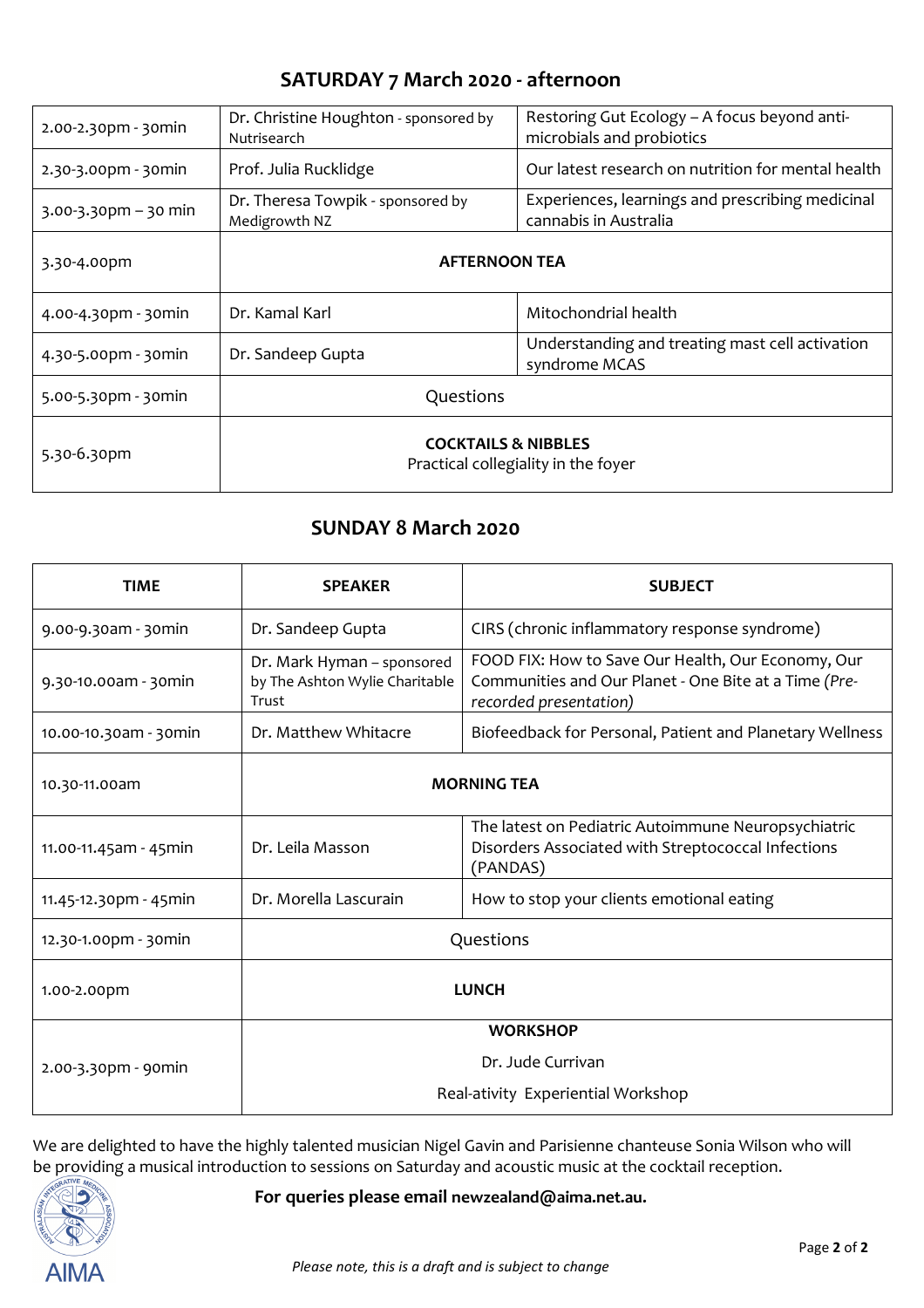## SATURDAY 7 March 2020 - afternoon

| | | |
|---|---|---|
| 2.00-2.30pm - 30min | Dr. Christine Houghton - sponsored by Nutrisearch | Restoring Gut Ecology – A focus beyond anti-microbials and probiotics |
| 2.30-3.00pm - 30min | Prof. Julia Rucklidge | Our latest research on nutrition for mental health |
| 3.00-3.30pm – 30 min | Dr. Theresa Towpik - sponsored by Medigrowth NZ | Experiences, learnings and prescribing medicinal cannabis in Australia |
| 3.30-4.00pm | **AFTERNOON TEA** | |
| 4.00-4.30pm - 30min | Dr. Kamal Karl | Mitochondrial health |
| 4.30-5.00pm - 30min | Dr. Sandeep Gupta | Understanding and treating mast cell activation syndrome MCAS |
| 5.00-5.30pm - 30min | Questions | |
| 5.30-6.30pm | **COCKTAILS & NIBBLES** Practical collegiality in the foyer | |

## SUNDAY 8 March 2020

| TIME | SPEAKER | SUBJECT |
|---|---|---|
| 9.00-9.30am - 30min | Dr. Sandeep Gupta | CIRS (chronic inflammatory response syndrome) |
| 9.30-10.00am - 30min | Dr. Mark Hyman – sponsored by The Ashton Wylie Charitable Trust | FOOD FIX: How to Save Our Health, Our Economy, Our Communities and Our Planet - One Bite at a Time *(Pre-recorded presentation)* |
| 10.00-10.30am - 30min | Dr. Matthew Whitacre | Biofeedback for Personal, Patient and Planetary Wellness |
| 10.30-11.00am | **MORNING TEA** | |
| 11.00-11.45am - 45min | Dr. Leila Masson | The latest on Pediatric Autoimmune Neuropsychiatric Disorders Associated with Streptococcal Infections (PANDAS) |
| 11.45-12.30pm - 45min | Dr. Morella Lascurain | How to stop your clients emotional eating |
| 12.30-1.00pm - 30min | Questions | |
| 1.00-2.00pm | **LUNCH** | |
| 2.00-3.30pm - 90min | **WORKSHOP** Dr. Jude Currivan Real-ativity Experiential Workshop | |

We are delighted to have the highly talented musician Nigel Gavin and Parisienne chanteuse Sonia Wilson who will be providing a musical introduction to sessions on Saturday and acoustic music at the cocktail reception.

**For queries please email newzealand@aima.net.au.**

*Please note, this is a draft and is subject to change*